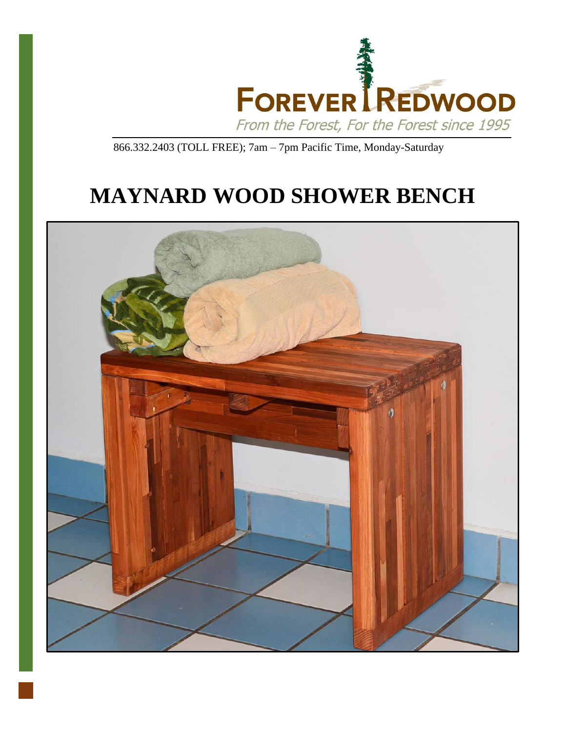FOREVER REDWOOD

*From the Forest, For the Forest since 1995*

866.332.2403 (TOLL FREE); 7am – 7pm Pacific Time, Monday-Saturday

# MAYNARD WOOD SHOWER BENCH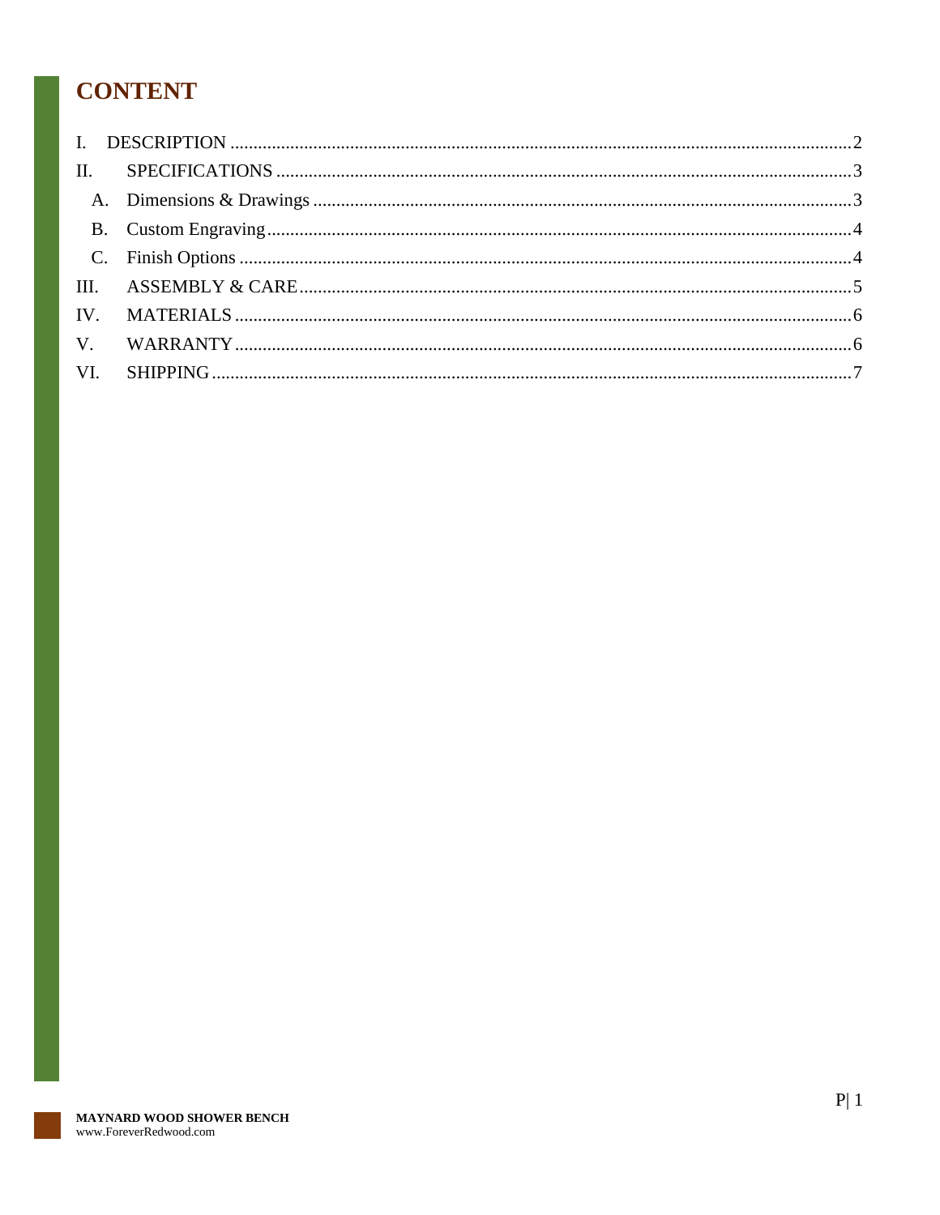# CONTENT

- I. DESCRIPTION .......... 2
- II. SPECIFICATIONS .......... 3
  - A. Dimensions & Drawings .......... 3
  - B. Custom Engraving .......... 4
  - C. Finish Options .......... 4
- III. ASSEMBLY & CARE .......... 5
- IV. MATERIALS .......... 6
- V. WARRANTY .......... 6
- VI. SHIPPING .......... 7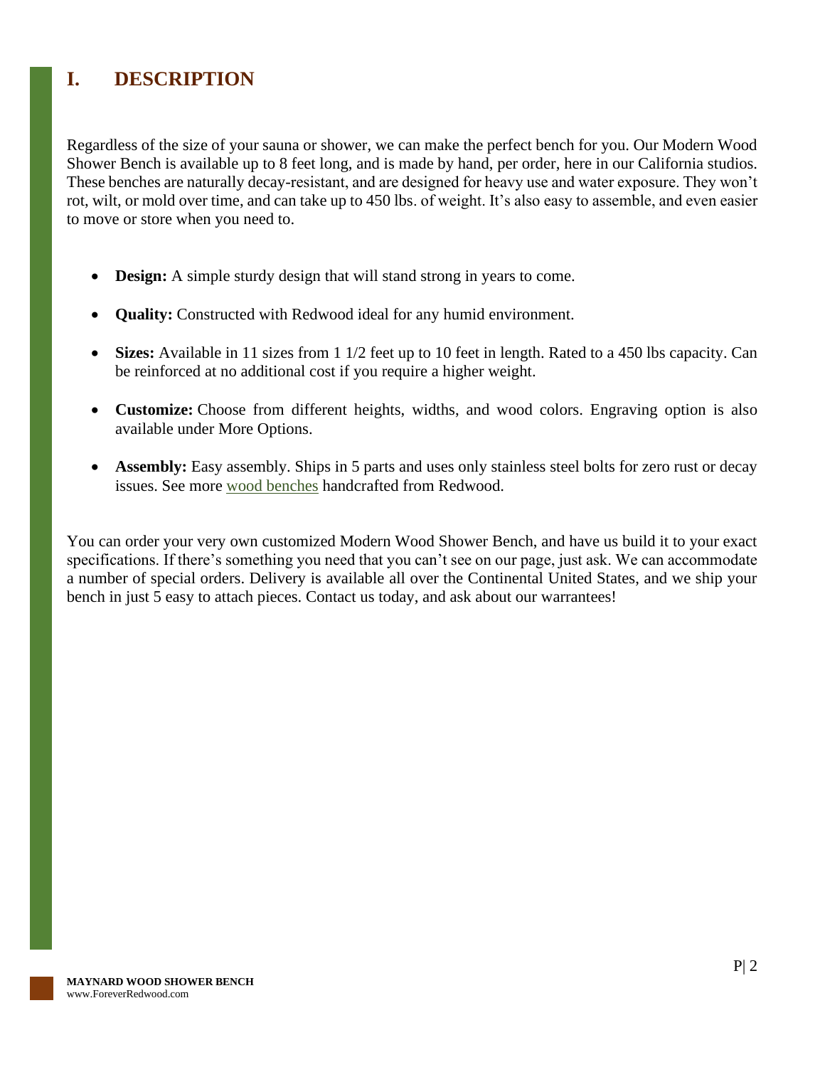# I. DESCRIPTION

Regardless of the size of your sauna or shower, we can make the perfect bench for you. Our Modern Wood Shower Bench is available up to 8 feet long, and is made by hand, per order, here in our California studios. These benches are naturally decay-resistant, and are designed for heavy use and water exposure. They won't rot, wilt, or mold over time, and can take up to 450 lbs. of weight. It's also easy to assemble, and even easier to move or store when you need to.

- **Design:** A simple sturdy design that will stand strong in years to come.
- **Quality:** Constructed with Redwood ideal for any humid environment.
- **Sizes:** Available in 11 sizes from 1 1/2 feet up to 10 feet in length. Rated to a 450 lbs capacity. Can be reinforced at no additional cost if you require a higher weight.
- **Customize:** Choose from different heights, widths, and wood colors. Engraving option is also available under More Options.
- **Assembly:** Easy assembly. Ships in 5 parts and uses only stainless steel bolts for zero rust or decay issues. See more wood benches handcrafted from Redwood.

You can order your very own customized Modern Wood Shower Bench, and have us build it to your exact specifications. If there's something you need that you can't see on our page, just ask. We can accommodate a number of special orders. Delivery is available all over the Continental United States, and we ship your bench in just 5 easy to attach pieces. Contact us today, and ask about our warrantees!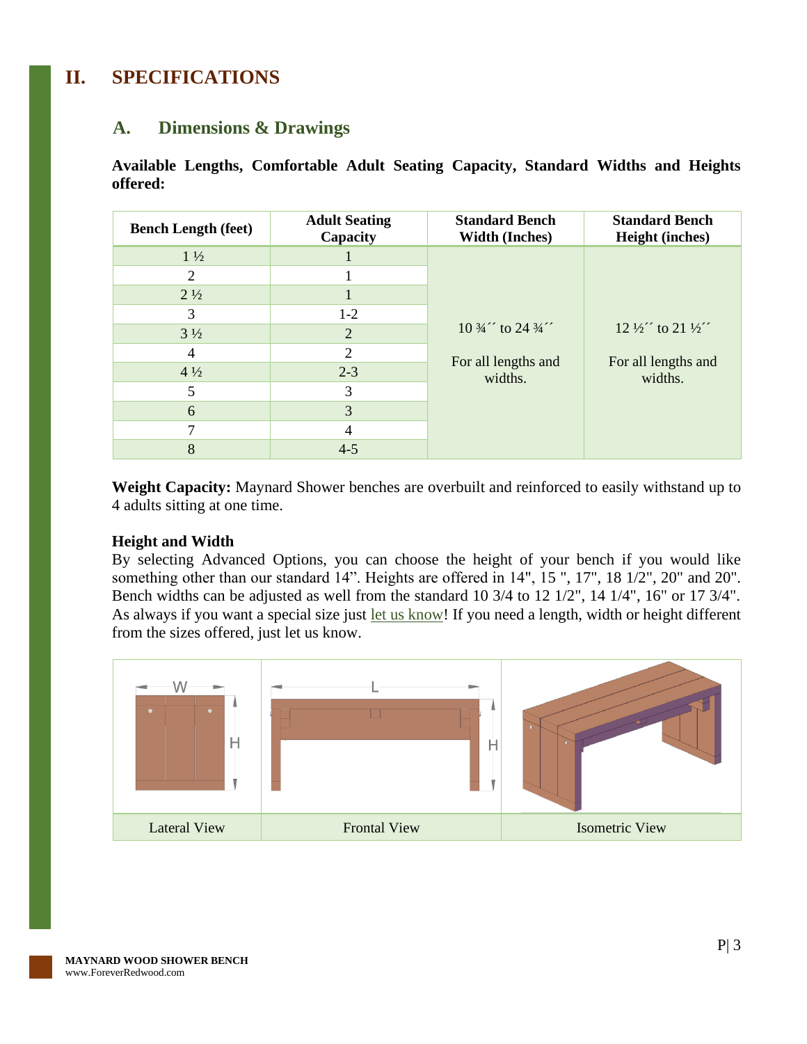# II. SPECIFICATIONS

## A. Dimensions & Drawings

**Available Lengths, Comfortable Adult Seating Capacity, Standard Widths and Heights offered:**

| Bench Length (feet) | Adult Seating Capacity | Standard Bench Width (Inches) | Standard Bench Height (inches) |
|---|---|---|---|
| 1 ½ | 1 | 10 ¾´´ to 24 ¾´´ For all lengths and widths. | 12 ½´´ to 21 ½´´ For all lengths and widths. |
| 2 | 1 | | |
| 2 ½ | 1 | | |
| 3 | 1-2 | | |
| 3 ½ | 2 | | |
| 4 | 2 | | |
| 4 ½ | 2-3 | | |
| 5 | 3 | | |
| 6 | 3 | | |
| 7 | 4 | | |
| 8 | 4-5 | | |

**Weight Capacity:** Maynard Shower benches are overbuilt and reinforced to easily withstand up to 4 adults sitting at one time.

**Height and Width**

By selecting Advanced Options, you can choose the height of your bench if you would like something other than our standard 14". Heights are offered in 14", 15 ", 17", 18 1/2", 20" and 20". Bench widths can be adjusted as well from the standard 10 3/4 to 12 1/2", 14 1/4", 16" or 17 3/4". As always if you want a special size just let us know! If you need a length, width or height different from the sizes offered, just let us know.

| Lateral View | Frontal View | Isometric View |
|---|---|---|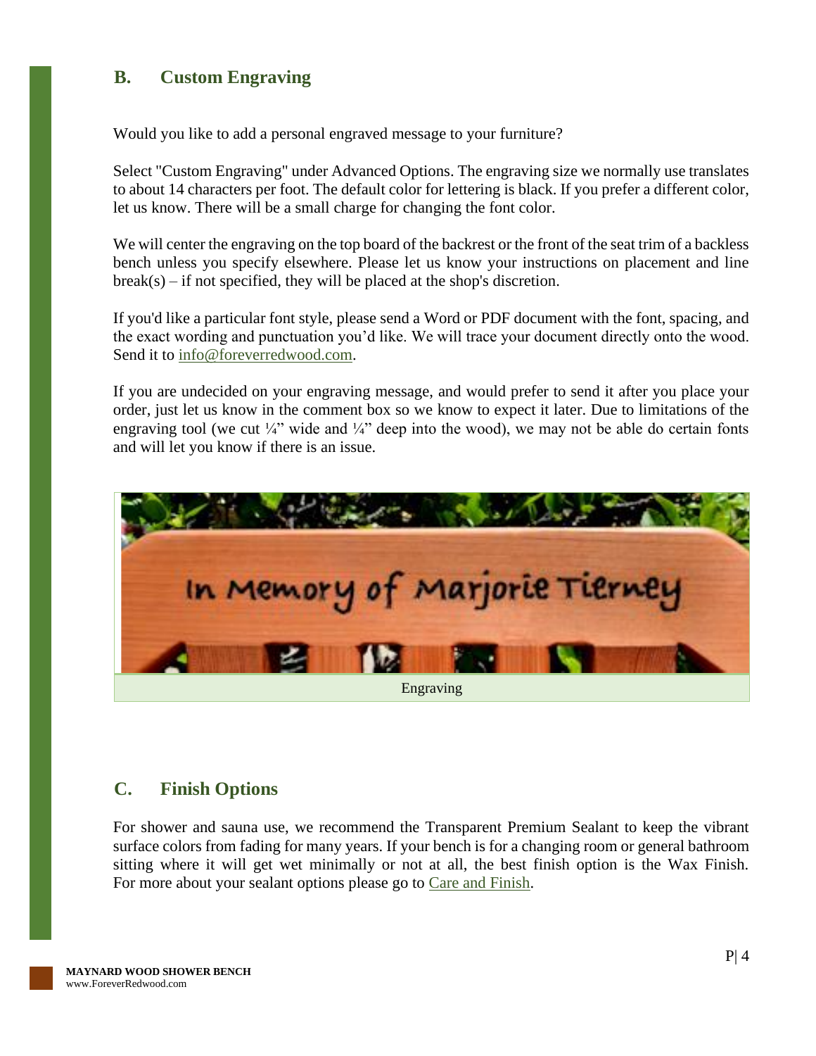## B. Custom Engraving

Would you like to add a personal engraved message to your furniture?

Select "Custom Engraving" under Advanced Options. The engraving size we normally use translates to about 14 characters per foot. The default color for lettering is black. If you prefer a different color, let us know. There will be a small charge for changing the font color.

We will center the engraving on the top board of the backrest or the front of the seat trim of a backless bench unless you specify elsewhere. Please let us know your instructions on placement and line break(s) – if not specified, they will be placed at the shop's discretion.

If you'd like a particular font style, please send a Word or PDF document with the font, spacing, and the exact wording and punctuation you'd like. We will trace your document directly onto the wood. Send it to info@foreverredwood.com.

If you are undecided on your engraving message, and would prefer to send it after you place your order, just let us know in the comment box so we know to expect it later. Due to limitations of the engraving tool (we cut ¼" wide and ¼" deep into the wood), we may not be able do certain fonts and will let you know if there is an issue.

Engraving

## C. Finish Options

For shower and sauna use, we recommend the Transparent Premium Sealant to keep the vibrant surface colors from fading for many years. If your bench is for a changing room or general bathroom sitting where it will get wet minimally or not at all, the best finish option is the Wax Finish. For more about your sealant options please go to Care and Finish.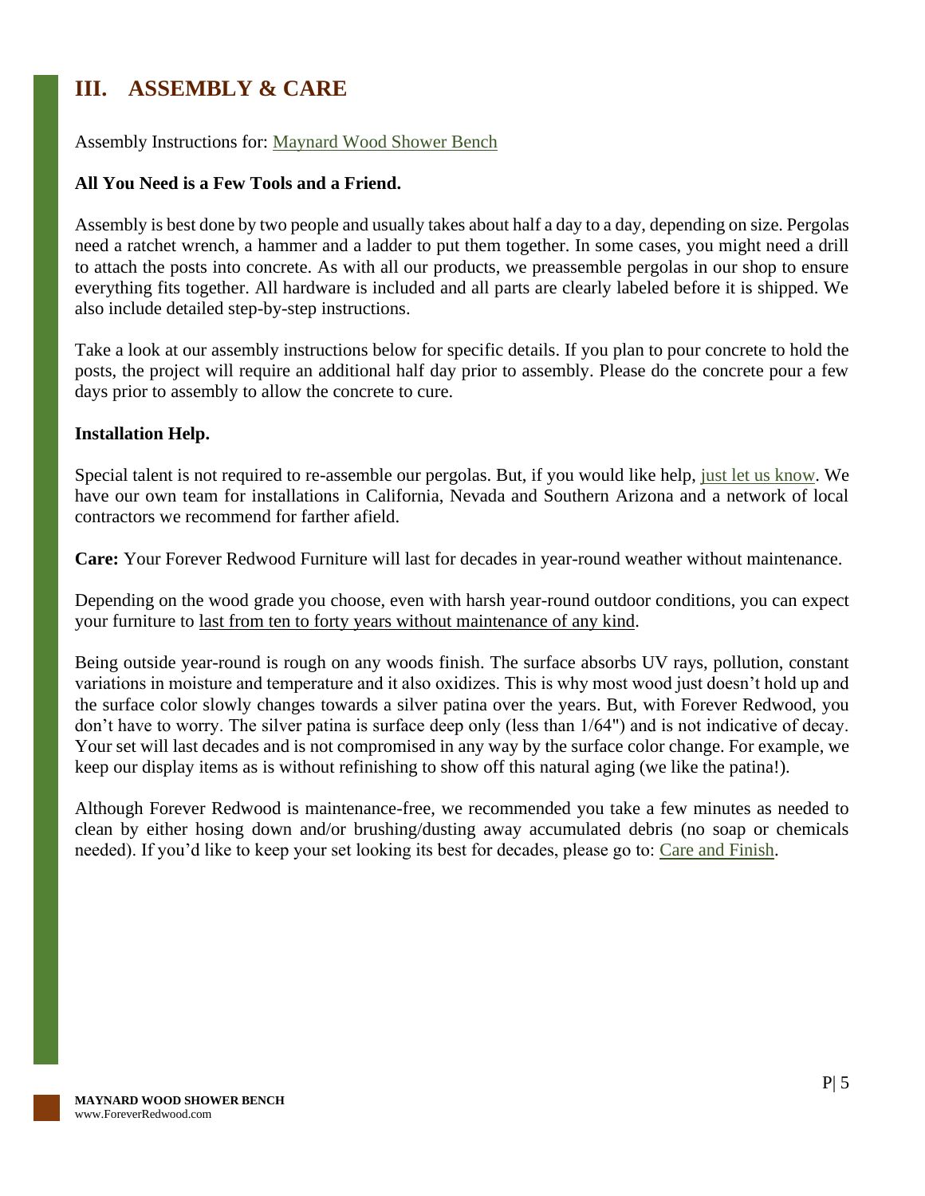# III. ASSEMBLY & CARE

Assembly Instructions for: Maynard Wood Shower Bench

**All You Need is a Few Tools and a Friend.**

Assembly is best done by two people and usually takes about half a day to a day, depending on size. Pergolas need a ratchet wrench, a hammer and a ladder to put them together. In some cases, you might need a drill to attach the posts into concrete. As with all our products, we preassemble pergolas in our shop to ensure everything fits together. All hardware is included and all parts are clearly labeled before it is shipped. We also include detailed step-by-step instructions.

Take a look at our assembly instructions below for specific details. If you plan to pour concrete to hold the posts, the project will require an additional half day prior to assembly. Please do the concrete pour a few days prior to assembly to allow the concrete to cure.

**Installation Help.**

Special talent is not required to re-assemble our pergolas. But, if you would like help, just let us know. We have our own team for installations in California, Nevada and Southern Arizona and a network of local contractors we recommend for farther afield.

**Care:** Your Forever Redwood Furniture will last for decades in year-round weather without maintenance.

Depending on the wood grade you choose, even with harsh year-round outdoor conditions, you can expect your furniture to last from ten to forty years without maintenance of any kind.

Being outside year-round is rough on any woods finish. The surface absorbs UV rays, pollution, constant variations in moisture and temperature and it also oxidizes. This is why most wood just doesn't hold up and the surface color slowly changes towards a silver patina over the years. But, with Forever Redwood, you don't have to worry. The silver patina is surface deep only (less than 1/64") and is not indicative of decay. Your set will last decades and is not compromised in any way by the surface color change. For example, we keep our display items as is without refinishing to show off this natural aging (we like the patina!).

Although Forever Redwood is maintenance-free, we recommended you take a few minutes as needed to clean by either hosing down and/or brushing/dusting away accumulated debris (no soap or chemicals needed). If you'd like to keep your set looking its best for decades, please go to: Care and Finish.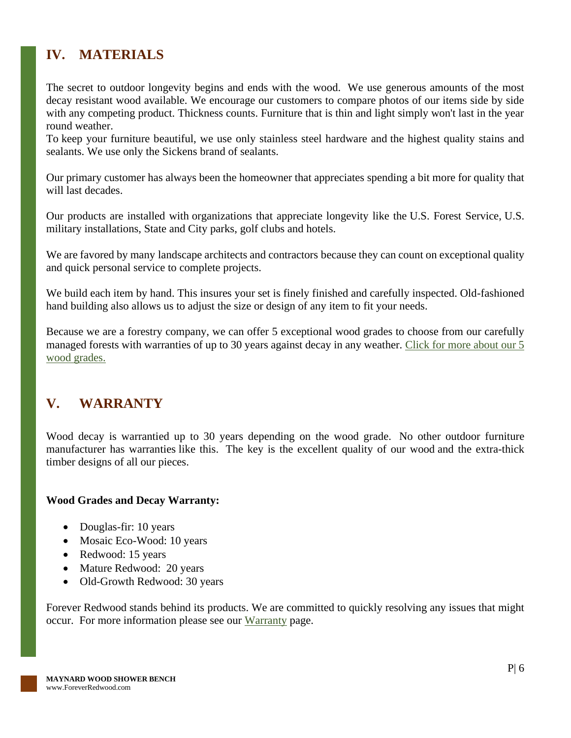## IV. MATERIALS

The secret to outdoor longevity begins and ends with the wood. We use generous amounts of the most decay resistant wood available. We encourage our customers to compare photos of our items side by side with any competing product. Thickness counts. Furniture that is thin and light simply won't last in the year round weather.
To keep your furniture beautiful, we use only stainless steel hardware and the highest quality stains and sealants. We use only the Sickens brand of sealants.

Our primary customer has always been the homeowner that appreciates spending a bit more for quality that will last decades.

Our products are installed with organizations that appreciate longevity like the U.S. Forest Service, U.S. military installations, State and City parks, golf clubs and hotels.

We are favored by many landscape architects and contractors because they can count on exceptional quality and quick personal service to complete projects.

We build each item by hand. This insures your set is finely finished and carefully inspected. Old-fashioned hand building also allows us to adjust the size or design of any item to fit your needs.

Because we are a forestry company, we can offer 5 exceptional wood grades to choose from our carefully managed forests with warranties of up to 30 years against decay in any weather. Click for more about our 5 wood grades.

## V. WARRANTY

Wood decay is warrantied up to 30 years depending on the wood grade. No other outdoor furniture manufacturer has warranties like this. The key is the excellent quality of our wood and the extra-thick timber designs of all our pieces.

**Wood Grades and Decay Warranty:**

- Douglas-fir: 10 years
- Mosaic Eco-Wood: 10 years
- Redwood: 15 years
- Mature Redwood: 20 years
- Old-Growth Redwood: 30 years

Forever Redwood stands behind its products. We are committed to quickly resolving any issues that might occur. For more information please see our Warranty page.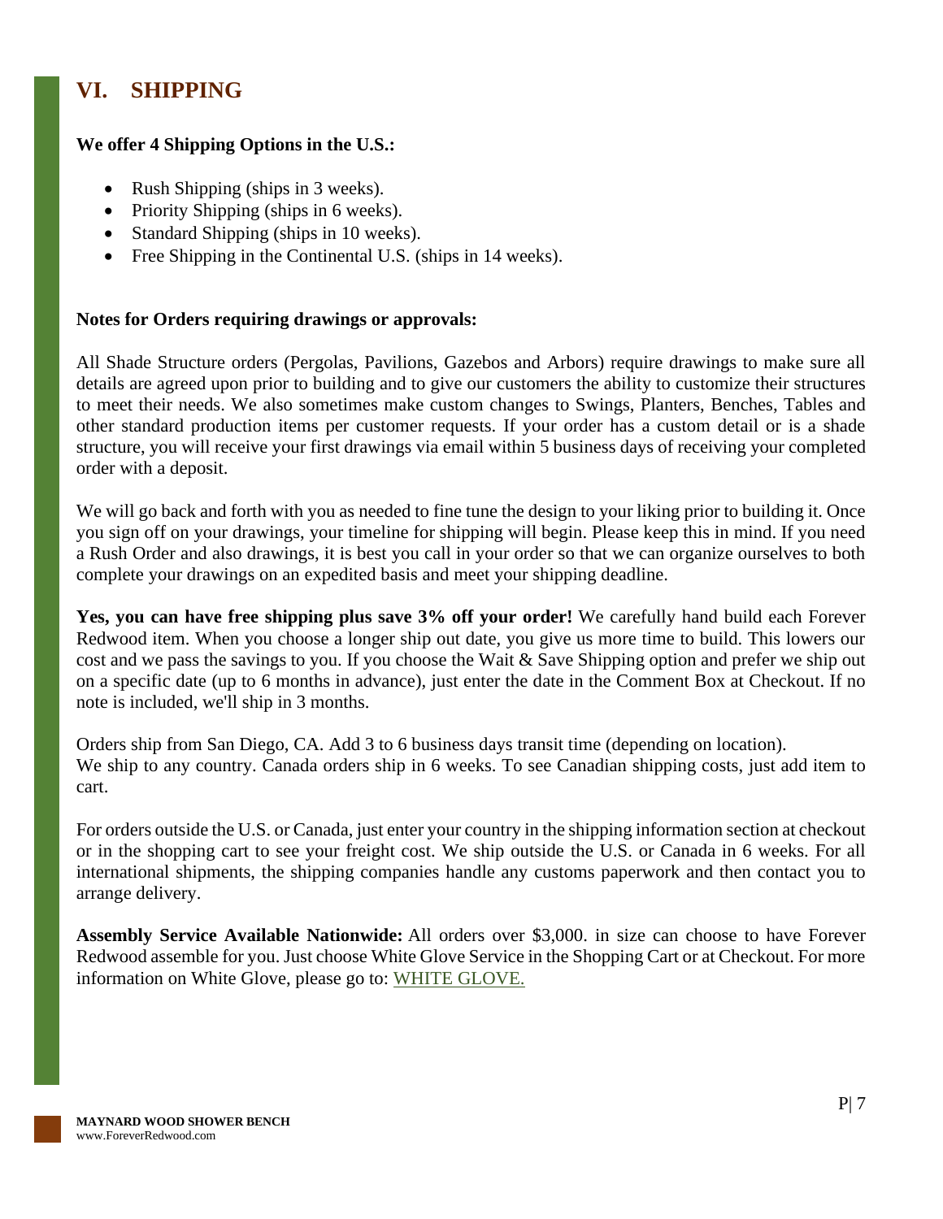## VI. SHIPPING

**We offer 4 Shipping Options in the U.S.:**

- Rush Shipping (ships in 3 weeks).
- Priority Shipping (ships in 6 weeks).
- Standard Shipping (ships in 10 weeks).
- Free Shipping in the Continental U.S. (ships in 14 weeks).

**Notes for Orders requiring drawings or approvals:**

All Shade Structure orders (Pergolas, Pavilions, Gazebos and Arbors) require drawings to make sure all details are agreed upon prior to building and to give our customers the ability to customize their structures to meet their needs. We also sometimes make custom changes to Swings, Planters, Benches, Tables and other standard production items per customer requests. If your order has a custom detail or is a shade structure, you will receive your first drawings via email within 5 business days of receiving your completed order with a deposit.

We will go back and forth with you as needed to fine tune the design to your liking prior to building it. Once you sign off on your drawings, your timeline for shipping will begin. Please keep this in mind. If you need a Rush Order and also drawings, it is best you call in your order so that we can organize ourselves to both complete your drawings on an expedited basis and meet your shipping deadline.

**Yes, you can have free shipping plus save 3% off your order!** We carefully hand build each Forever Redwood item. When you choose a longer ship out date, you give us more time to build. This lowers our cost and we pass the savings to you. If you choose the Wait & Save Shipping option and prefer we ship out on a specific date (up to 6 months in advance), just enter the date in the Comment Box at Checkout. If no note is included, we'll ship in 3 months.

Orders ship from San Diego, CA. Add 3 to 6 business days transit time (depending on location).
We ship to any country. Canada orders ship in 6 weeks. To see Canadian shipping costs, just add item to cart.

For orders outside the U.S. or Canada, just enter your country in the shipping information section at checkout or in the shopping cart to see your freight cost. We ship outside the U.S. or Canada in 6 weeks. For all international shipments, the shipping companies handle any customs paperwork and then contact you to arrange delivery.

**Assembly Service Available Nationwide:** All orders over $3,000. in size can choose to have Forever Redwood assemble for you. Just choose White Glove Service in the Shopping Cart or at Checkout. For more information on White Glove, please go to: WHITE GLOVE.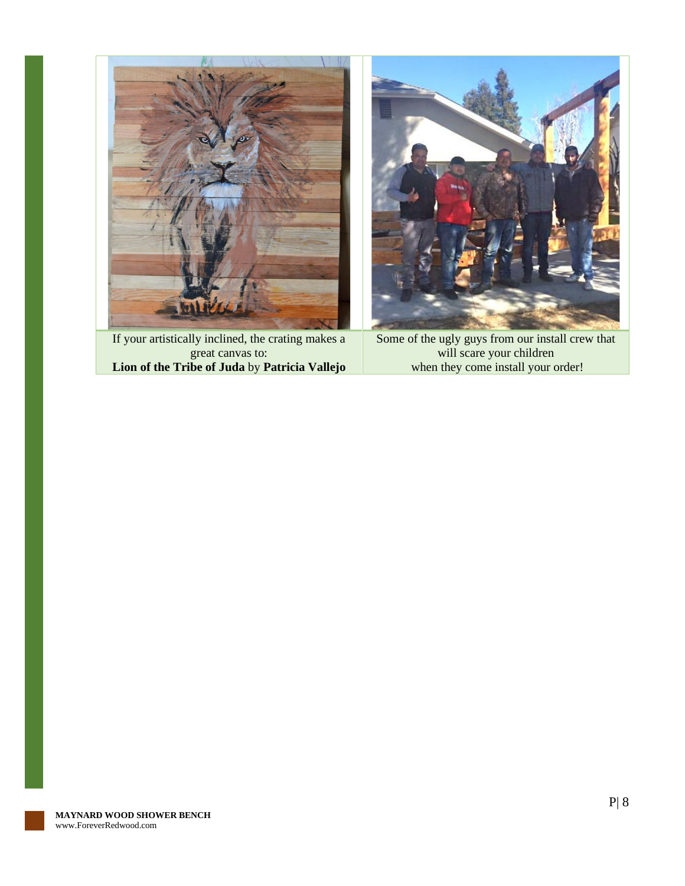If your artistically inclined, the crating makes a great canvas to:
**Lion of the Tribe of Juda** by **Patricia Vallejo**

Some of the ugly guys from our install crew that will scare your children when they come install your order!